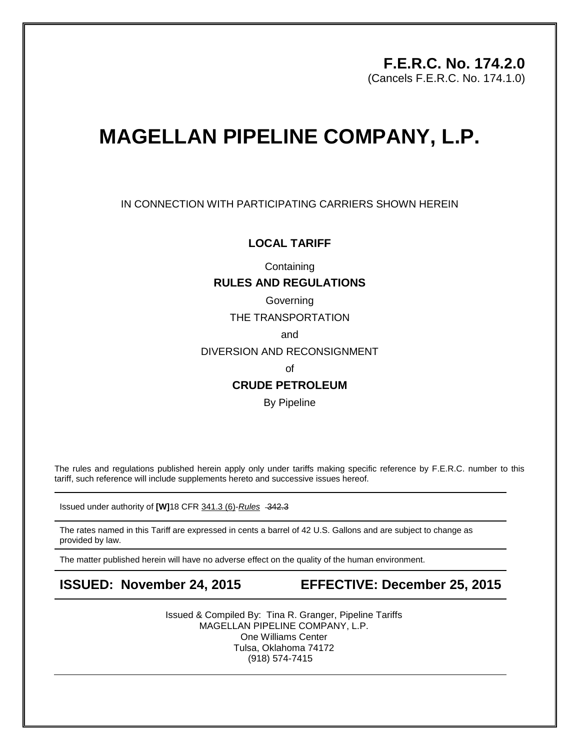**F.E.R.C. No. 174.2.0**
(Cancels F.E.R.C. No. 174.1.0)

# MAGELLAN PIPELINE COMPANY, L.P.

IN CONNECTION WITH PARTICIPATING CARRIERS SHOWN HEREIN

**LOCAL TARIFF**

Containing

**RULES AND REGULATIONS**

Governing

THE TRANSPORTATION

and

DIVERSION AND RECONSIGNMENT

of

**CRUDE PETROLEUM**

By Pipeline

The rules and regulations published herein apply only under tariffs making specific reference by F.E.R.C. number to this tariff, such reference will include supplements hereto and successive issues hereof.

Issued under authority of **[W]**18 CFR 341.3 (6)-*Rules* ~~342.3~~

The rates named in this Tariff are expressed in cents a barrel of 42 U.S. Gallons and are subject to change as provided by law.

The matter published herein will have no adverse effect on the quality of the human environment.

**ISSUED: November 24, 2015** **EFFECTIVE: December 25, 2015**

Issued & Compiled By: Tina R. Granger, Pipeline Tariffs
MAGELLAN PIPELINE COMPANY, L.P.
One Williams Center
Tulsa, Oklahoma 74172
(918) 574-7415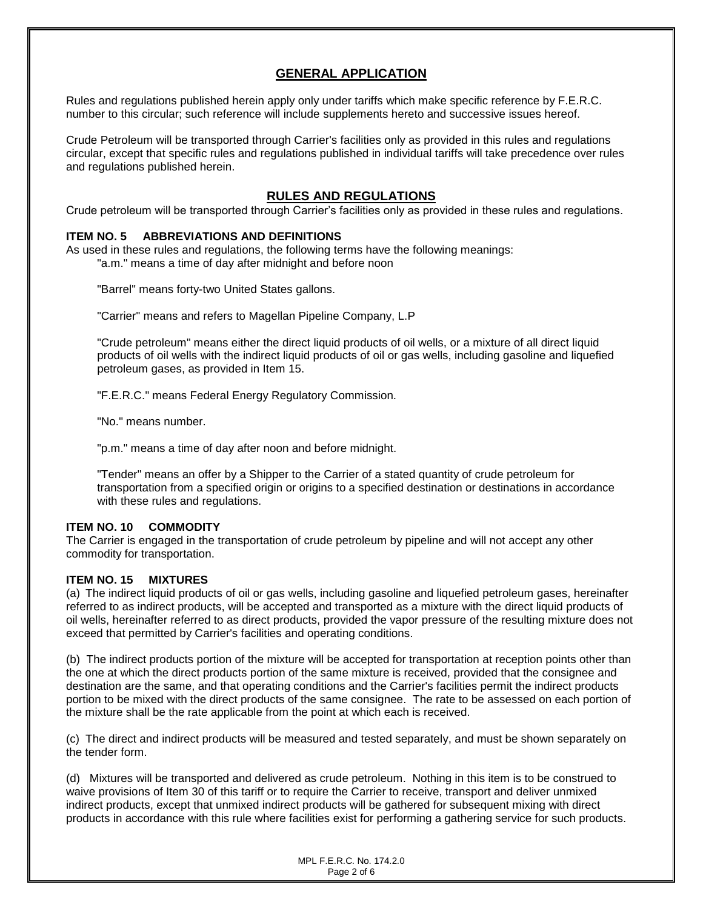## GENERAL APPLICATION

Rules and regulations published herein apply only under tariffs which make specific reference by F.E.R.C. number to this circular; such reference will include supplements hereto and successive issues hereof.

Crude Petroleum will be transported through Carrier's facilities only as provided in this rules and regulations circular, except that specific rules and regulations published in individual tariffs will take precedence over rules and regulations published herein.

## RULES AND REGULATIONS

Crude petroleum will be transported through Carrier's facilities only as provided in these rules and regulations.

### ITEM NO. 5 ABBREVIATIONS AND DEFINITIONS

As used in these rules and regulations, the following terms have the following meanings:

"a.m." means a time of day after midnight and before noon

"Barrel" means forty-two United States gallons.

"Carrier" means and refers to Magellan Pipeline Company, L.P

"Crude petroleum" means either the direct liquid products of oil wells, or a mixture of all direct liquid products of oil wells with the indirect liquid products of oil or gas wells, including gasoline and liquefied petroleum gases, as provided in Item 15.

"F.E.R.C." means Federal Energy Regulatory Commission.

"No." means number.

"p.m." means a time of day after noon and before midnight.

"Tender" means an offer by a Shipper to the Carrier of a stated quantity of crude petroleum for transportation from a specified origin or origins to a specified destination or destinations in accordance with these rules and regulations.

### ITEM NO. 10 COMMODITY

The Carrier is engaged in the transportation of crude petroleum by pipeline and will not accept any other commodity for transportation.

### ITEM NO. 15 MIXTURES

(a) The indirect liquid products of oil or gas wells, including gasoline and liquefied petroleum gases, hereinafter referred to as indirect products, will be accepted and transported as a mixture with the direct liquid products of oil wells, hereinafter referred to as direct products, provided the vapor pressure of the resulting mixture does not exceed that permitted by Carrier's facilities and operating conditions.

(b) The indirect products portion of the mixture will be accepted for transportation at reception points other than the one at which the direct products portion of the same mixture is received, provided that the consignee and destination are the same, and that operating conditions and the Carrier's facilities permit the indirect products portion to be mixed with the direct products of the same consignee. The rate to be assessed on each portion of the mixture shall be the rate applicable from the point at which each is received.

(c) The direct and indirect products will be measured and tested separately, and must be shown separately on the tender form.

(d) Mixtures will be transported and delivered as crude petroleum. Nothing in this item is to be construed to waive provisions of Item 30 of this tariff or to require the Carrier to receive, transport and deliver unmixed indirect products, except that unmixed indirect products will be gathered for subsequent mixing with direct products in accordance with this rule where facilities exist for performing a gathering service for such products.

MPL F.E.R.C. No. 174.2.0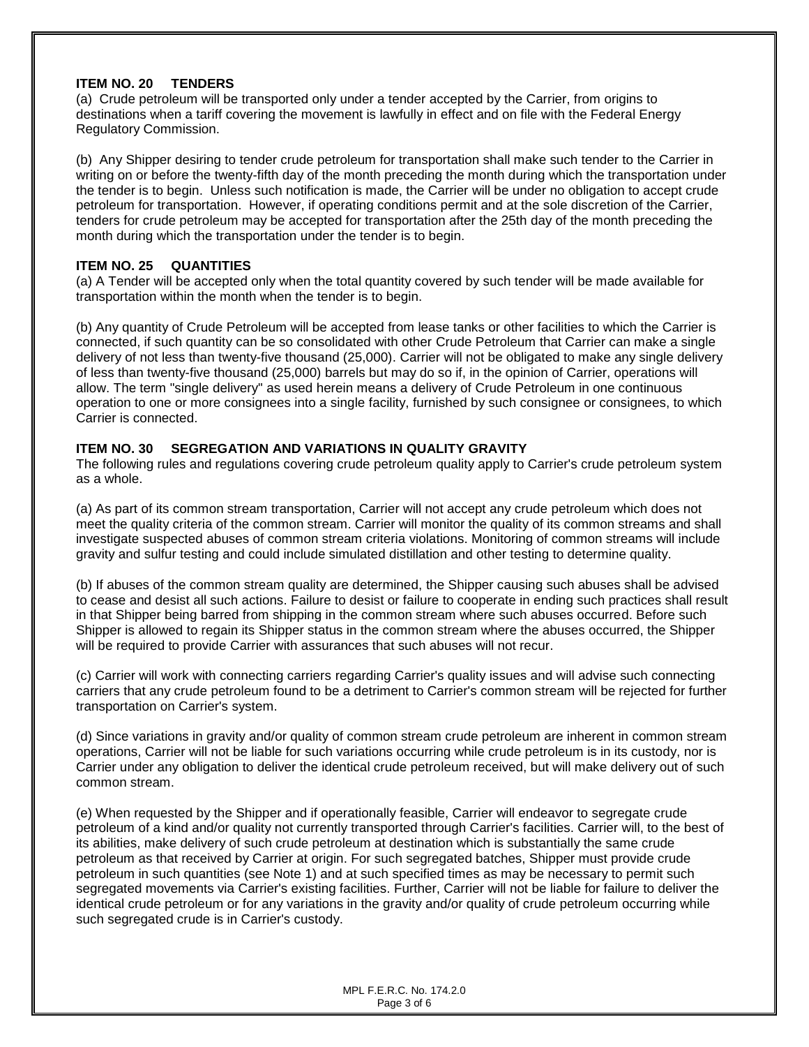### ITEM NO. 20 TENDERS

(a) Crude petroleum will be transported only under a tender accepted by the Carrier, from origins to destinations when a tariff covering the movement is lawfully in effect and on file with the Federal Energy Regulatory Commission.

(b) Any Shipper desiring to tender crude petroleum for transportation shall make such tender to the Carrier in writing on or before the twenty-fifth day of the month preceding the month during which the transportation under the tender is to begin. Unless such notification is made, the Carrier will be under no obligation to accept crude petroleum for transportation. However, if operating conditions permit and at the sole discretion of the Carrier, tenders for crude petroleum may be accepted for transportation after the 25th day of the month preceding the month during which the transportation under the tender is to begin.

### ITEM NO. 25 QUANTITIES

(a) A Tender will be accepted only when the total quantity covered by such tender will be made available for transportation within the month when the tender is to begin.

(b) Any quantity of Crude Petroleum will be accepted from lease tanks or other facilities to which the Carrier is connected, if such quantity can be so consolidated with other Crude Petroleum that Carrier can make a single delivery of not less than twenty-five thousand (25,000). Carrier will not be obligated to make any single delivery of less than twenty-five thousand (25,000) barrels but may do so if, in the opinion of Carrier, operations will allow. The term "single delivery" as used herein means a delivery of Crude Petroleum in one continuous operation to one or more consignees into a single facility, furnished by such consignee or consignees, to which Carrier is connected.

### ITEM NO. 30 SEGREGATION AND VARIATIONS IN QUALITY GRAVITY

The following rules and regulations covering crude petroleum quality apply to Carrier's crude petroleum system as a whole.

(a) As part of its common stream transportation, Carrier will not accept any crude petroleum which does not meet the quality criteria of the common stream. Carrier will monitor the quality of its common streams and shall investigate suspected abuses of common stream criteria violations. Monitoring of common streams will include gravity and sulfur testing and could include simulated distillation and other testing to determine quality.

(b) If abuses of the common stream quality are determined, the Shipper causing such abuses shall be advised to cease and desist all such actions. Failure to desist or failure to cooperate in ending such practices shall result in that Shipper being barred from shipping in the common stream where such abuses occurred. Before such Shipper is allowed to regain its Shipper status in the common stream where the abuses occurred, the Shipper will be required to provide Carrier with assurances that such abuses will not recur.

(c) Carrier will work with connecting carriers regarding Carrier's quality issues and will advise such connecting carriers that any crude petroleum found to be a detriment to Carrier's common stream will be rejected for further transportation on Carrier's system.

(d) Since variations in gravity and/or quality of common stream crude petroleum are inherent in common stream operations, Carrier will not be liable for such variations occurring while crude petroleum is in its custody, nor is Carrier under any obligation to deliver the identical crude petroleum received, but will make delivery out of such common stream.

(e) When requested by the Shipper and if operationally feasible, Carrier will endeavor to segregate crude petroleum of a kind and/or quality not currently transported through Carrier's facilities. Carrier will, to the best of its abilities, make delivery of such crude petroleum at destination which is substantially the same crude petroleum as that received by Carrier at origin. For such segregated batches, Shipper must provide crude petroleum in such quantities (see Note 1) and at such specified times as may be necessary to permit such segregated movements via Carrier's existing facilities. Further, Carrier will not be liable for failure to deliver the identical crude petroleum or for any variations in the gravity and/or quality of crude petroleum occurring while such segregated crude is in Carrier's custody.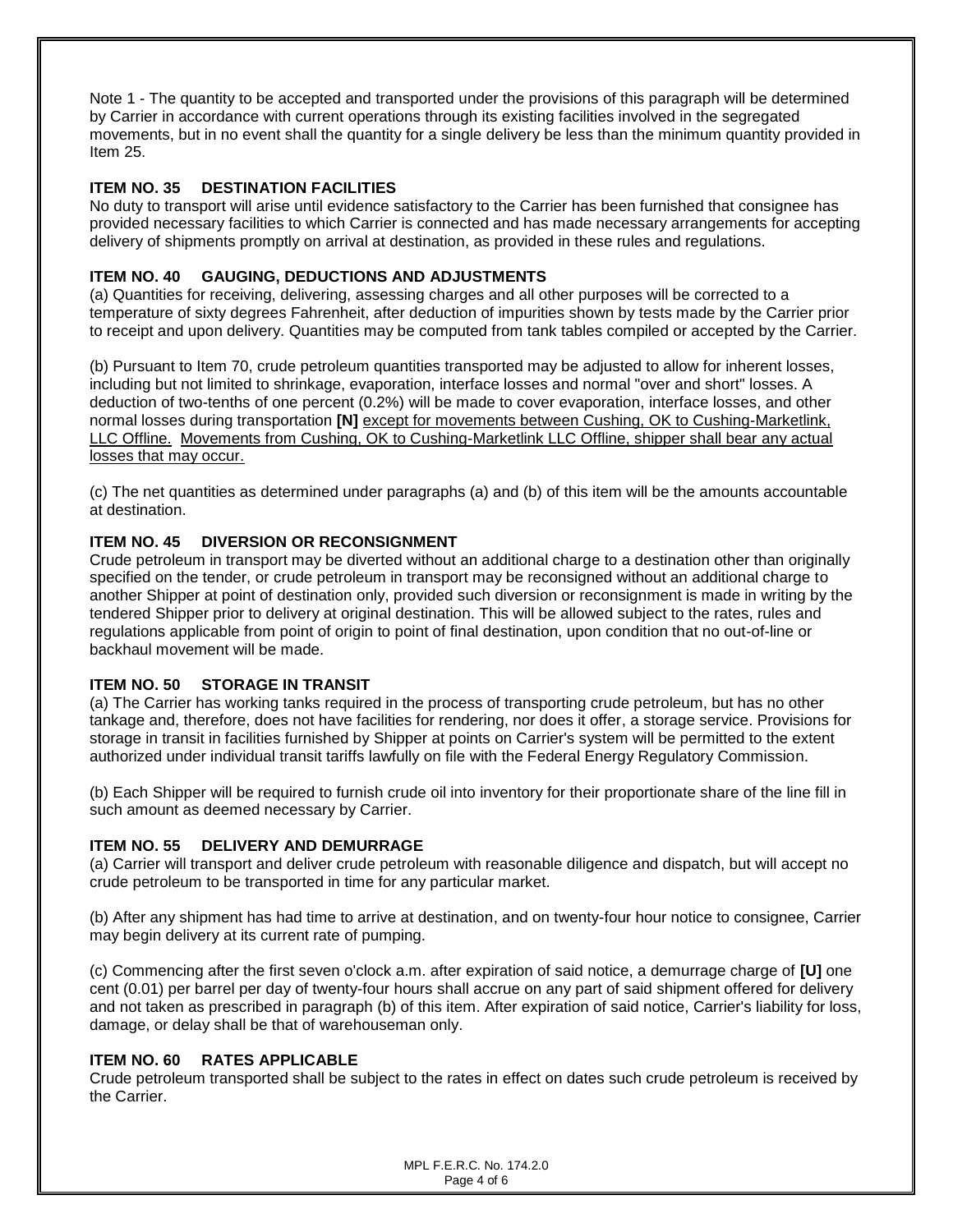Note 1 - The quantity to be accepted and transported under the provisions of this paragraph will be determined by Carrier in accordance with current operations through its existing facilities involved in the segregated movements, but in no event shall the quantity for a single delivery be less than the minimum quantity provided in Item 25.

### ITEM NO. 35 DESTINATION FACILITIES

No duty to transport will arise until evidence satisfactory to the Carrier has been furnished that consignee has provided necessary facilities to which Carrier is connected and has made necessary arrangements for accepting delivery of shipments promptly on arrival at destination, as provided in these rules and regulations.

### ITEM NO. 40 GAUGING, DEDUCTIONS AND ADJUSTMENTS

(a) Quantities for receiving, delivering, assessing charges and all other purposes will be corrected to a temperature of sixty degrees Fahrenheit, after deduction of impurities shown by tests made by the Carrier prior to receipt and upon delivery. Quantities may be computed from tank tables compiled or accepted by the Carrier.

(b) Pursuant to Item 70, crude petroleum quantities transported may be adjusted to allow for inherent losses, including but not limited to shrinkage, evaporation, interface losses and normal "over and short" losses. A deduction of two-tenths of one percent (0.2%) will be made to cover evaporation, interface losses, and other normal losses during transportation **[N]** <u>except for movements between Cushing, OK to Cushing-Marketlink, LLC Offline. Movements from Cushing, OK to Cushing-Marketlink LLC Offline, shipper shall bear any actual losses that may occur.</u>

(c) The net quantities as determined under paragraphs (a) and (b) of this item will be the amounts accountable at destination.

### ITEM NO. 45 DIVERSION OR RECONSIGNMENT

Crude petroleum in transport may be diverted without an additional charge to a destination other than originally specified on the tender, or crude petroleum in transport may be reconsigned without an additional charge to another Shipper at point of destination only, provided such diversion or reconsignment is made in writing by the tendered Shipper prior to delivery at original destination. This will be allowed subject to the rates, rules and regulations applicable from point of origin to point of final destination, upon condition that no out-of-line or backhaul movement will be made.

### ITEM NO. 50 STORAGE IN TRANSIT

(a) The Carrier has working tanks required in the process of transporting crude petroleum, but has no other tankage and, therefore, does not have facilities for rendering, nor does it offer, a storage service. Provisions for storage in transit in facilities furnished by Shipper at points on Carrier's system will be permitted to the extent authorized under individual transit tariffs lawfully on file with the Federal Energy Regulatory Commission.

(b) Each Shipper will be required to furnish crude oil into inventory for their proportionate share of the line fill in such amount as deemed necessary by Carrier.

### ITEM NO. 55 DELIVERY AND DEMURRAGE

(a) Carrier will transport and deliver crude petroleum with reasonable diligence and dispatch, but will accept no crude petroleum to be transported in time for any particular market.

(b) After any shipment has had time to arrive at destination, and on twenty-four hour notice to consignee, Carrier may begin delivery at its current rate of pumping.

(c) Commencing after the first seven o'clock a.m. after expiration of said notice, a demurrage charge of **[U]** one cent (0.01) per barrel per day of twenty-four hours shall accrue on any part of said shipment offered for delivery and not taken as prescribed in paragraph (b) of this item. After expiration of said notice, Carrier's liability for loss, damage, or delay shall be that of warehouseman only.

### ITEM NO. 60 RATES APPLICABLE

Crude petroleum transported shall be subject to the rates in effect on dates such crude petroleum is received by the Carrier.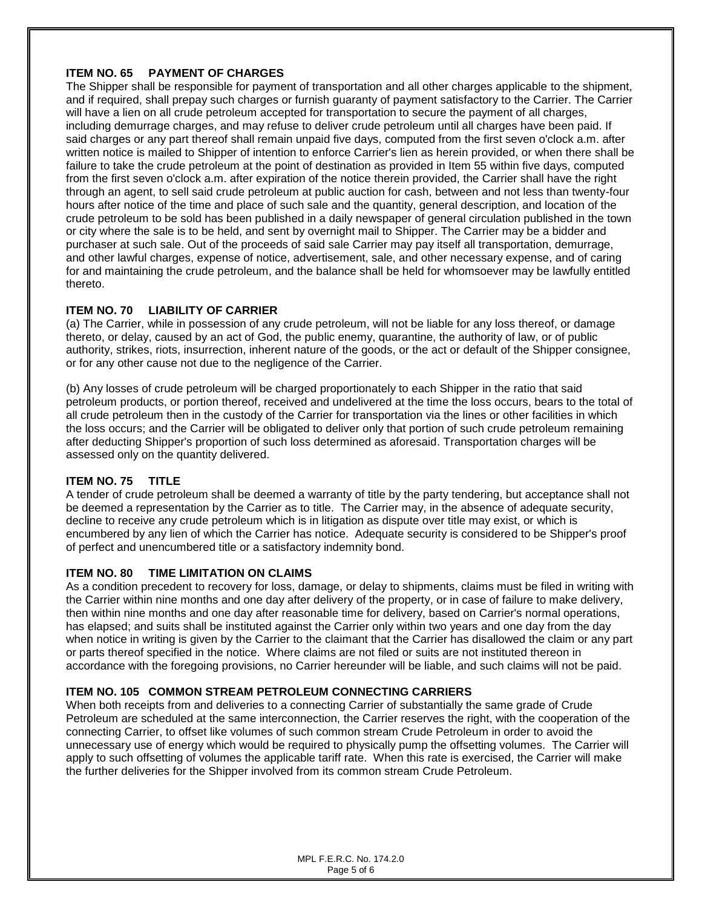### ITEM NO. 65 PAYMENT OF CHARGES

The Shipper shall be responsible for payment of transportation and all other charges applicable to the shipment, and if required, shall prepay such charges or furnish guaranty of payment satisfactory to the Carrier. The Carrier will have a lien on all crude petroleum accepted for transportation to secure the payment of all charges, including demurrage charges, and may refuse to deliver crude petroleum until all charges have been paid. If said charges or any part thereof shall remain unpaid five days, computed from the first seven o'clock a.m. after written notice is mailed to Shipper of intention to enforce Carrier's lien as herein provided, or when there shall be failure to take the crude petroleum at the point of destination as provided in Item 55 within five days, computed from the first seven o'clock a.m. after expiration of the notice therein provided, the Carrier shall have the right through an agent, to sell said crude petroleum at public auction for cash, between and not less than twenty-four hours after notice of the time and place of such sale and the quantity, general description, and location of the crude petroleum to be sold has been published in a daily newspaper of general circulation published in the town or city where the sale is to be held, and sent by overnight mail to Shipper. The Carrier may be a bidder and purchaser at such sale. Out of the proceeds of said sale Carrier may pay itself all transportation, demurrage, and other lawful charges, expense of notice, advertisement, sale, and other necessary expense, and of caring for and maintaining the crude petroleum, and the balance shall be held for whomsoever may be lawfully entitled thereto.

### ITEM NO. 70 LIABILITY OF CARRIER

(a) The Carrier, while in possession of any crude petroleum, will not be liable for any loss thereof, or damage thereto, or delay, caused by an act of God, the public enemy, quarantine, the authority of law, or of public authority, strikes, riots, insurrection, inherent nature of the goods, or the act or default of the Shipper consignee, or for any other cause not due to the negligence of the Carrier.

(b) Any losses of crude petroleum will be charged proportionately to each Shipper in the ratio that said petroleum products, or portion thereof, received and undelivered at the time the loss occurs, bears to the total of all crude petroleum then in the custody of the Carrier for transportation via the lines or other facilities in which the loss occurs; and the Carrier will be obligated to deliver only that portion of such crude petroleum remaining after deducting Shipper's proportion of such loss determined as aforesaid. Transportation charges will be assessed only on the quantity delivered.

### ITEM NO. 75 TITLE

A tender of crude petroleum shall be deemed a warranty of title by the party tendering, but acceptance shall not be deemed a representation by the Carrier as to title. The Carrier may, in the absence of adequate security, decline to receive any crude petroleum which is in litigation as dispute over title may exist, or which is encumbered by any lien of which the Carrier has notice. Adequate security is considered to be Shipper's proof of perfect and unencumbered title or a satisfactory indemnity bond.

### ITEM NO. 80 TIME LIMITATION ON CLAIMS

As a condition precedent to recovery for loss, damage, or delay to shipments, claims must be filed in writing with the Carrier within nine months and one day after delivery of the property, or in case of failure to make delivery, then within nine months and one day after reasonable time for delivery, based on Carrier's normal operations, has elapsed; and suits shall be instituted against the Carrier only within two years and one day from the day when notice in writing is given by the Carrier to the claimant that the Carrier has disallowed the claim or any part or parts thereof specified in the notice. Where claims are not filed or suits are not instituted thereon in accordance with the foregoing provisions, no Carrier hereunder will be liable, and such claims will not be paid.

### ITEM NO. 105 COMMON STREAM PETROLEUM CONNECTING CARRIERS

When both receipts from and deliveries to a connecting Carrier of substantially the same grade of Crude Petroleum are scheduled at the same interconnection, the Carrier reserves the right, with the cooperation of the connecting Carrier, to offset like volumes of such common stream Crude Petroleum in order to avoid the unnecessary use of energy which would be required to physically pump the offsetting volumes. The Carrier will apply to such offsetting of volumes the applicable tariff rate. When this rate is exercised, the Carrier will make the further deliveries for the Shipper involved from its common stream Crude Petroleum.

MPL F.E.R.C. No. 174.2.0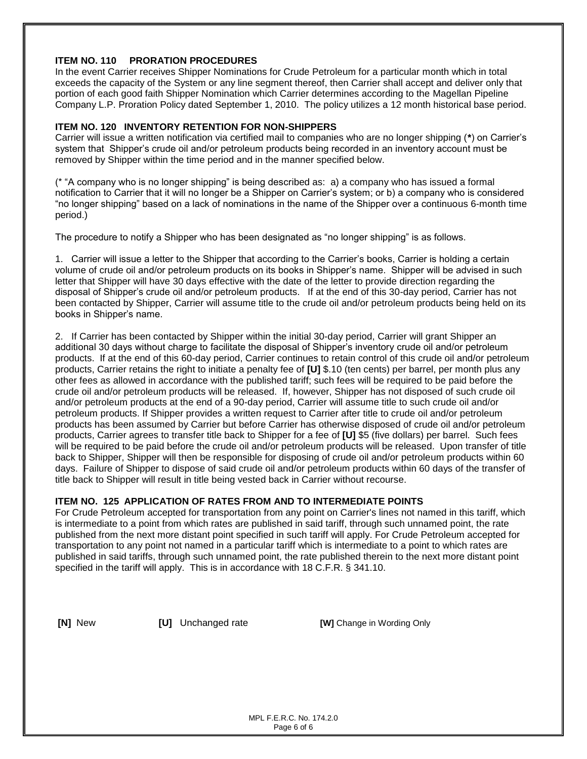**ITEM NO. 110 PRORATION PROCEDURES**

In the event Carrier receives Shipper Nominations for Crude Petroleum for a particular month which in total exceeds the capacity of the System or any line segment thereof, then Carrier shall accept and deliver only that portion of each good faith Shipper Nomination which Carrier determines according to the Magellan Pipeline Company L.P. Proration Policy dated September 1, 2010. The policy utilizes a 12 month historical base period.

**ITEM NO. 120 INVENTORY RETENTION FOR NON-SHIPPERS**

Carrier will issue a written notification via certified mail to companies who are no longer shipping (**\***) on Carrier's system that Shipper's crude oil and/or petroleum products being recorded in an inventory account must be removed by Shipper within the time period and in the manner specified below.

(* "A company who is no longer shipping" is being described as: a) a company who has issued a formal notification to Carrier that it will no longer be a Shipper on Carrier's system; or b) a company who is considered "no longer shipping" based on a lack of nominations in the name of the Shipper over a continuous 6-month time period.)

The procedure to notify a Shipper who has been designated as "no longer shipping" is as follows.

1. Carrier will issue a letter to the Shipper that according to the Carrier's books, Carrier is holding a certain volume of crude oil and/or petroleum products on its books in Shipper's name. Shipper will be advised in such letter that Shipper will have 30 days effective with the date of the letter to provide direction regarding the disposal of Shipper's crude oil and/or petroleum products. If at the end of this 30-day period, Carrier has not been contacted by Shipper, Carrier will assume title to the crude oil and/or petroleum products being held on its books in Shipper's name.

2. If Carrier has been contacted by Shipper within the initial 30-day period, Carrier will grant Shipper an additional 30 days without charge to facilitate the disposal of Shipper's inventory crude oil and/or petroleum products. If at the end of this 60-day period, Carrier continues to retain control of this crude oil and/or petroleum products, Carrier retains the right to initiate a penalty fee of **[U]** $.10 (ten cents) per barrel, per month plus any other fees as allowed in accordance with the published tariff; such fees will be required to be paid before the crude oil and/or petroleum products will be released. If, however, Shipper has not disposed of such crude oil and/or petroleum products at the end of a 90-day period, Carrier will assume title to such crude oil and/or petroleum products. If Shipper provides a written request to Carrier after title to crude oil and/or petroleum products has been assumed by Carrier but before Carrier has otherwise disposed of crude oil and/or petroleum products, Carrier agrees to transfer title back to Shipper for a fee of **[U]** $5 (five dollars) per barrel. Such fees will be required to be paid before the crude oil and/or petroleum products will be released. Upon transfer of title back to Shipper, Shipper will then be responsible for disposing of crude oil and/or petroleum products within 60 days. Failure of Shipper to dispose of said crude oil and/or petroleum products within 60 days of the transfer of title back to Shipper will result in title being vested back in Carrier without recourse.

**ITEM NO. 125 APPLICATION OF RATES FROM AND TO INTERMEDIATE POINTS**

For Crude Petroleum accepted for transportation from any point on Carrier's lines not named in this tariff, which is intermediate to a point from which rates are published in said tariff, through such unnamed point, the rate published from the next more distant point specified in such tariff will apply. For Crude Petroleum accepted for transportation to any point not named in a particular tariff which is intermediate to a point to which rates are published in said tariffs, through such unnamed point, the rate published therein to the next more distant point specified in the tariff will apply. This is in accordance with 18 C.F.R. § 341.10.

**[N]** New **[U]** Unchanged rate **[W]** Change in Wording Only

MPL F.E.R.C. No. 174.2.0